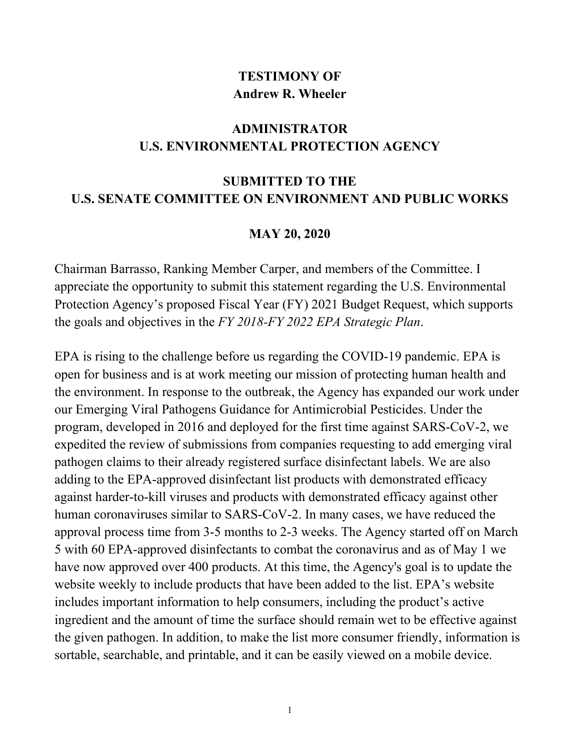**TESTIMONY OF**
**Andrew R. Wheeler**

**ADMINISTRATOR**
**U.S. ENVIRONMENTAL PROTECTION AGENCY**

**SUBMITTED TO THE**
**U.S. SENATE COMMITTEE ON ENVIRONMENT AND PUBLIC WORKS**

**MAY 20, 2020**

Chairman Barrasso, Ranking Member Carper, and members of the Committee. I appreciate the opportunity to submit this statement regarding the U.S. Environmental Protection Agency's proposed Fiscal Year (FY) 2021 Budget Request, which supports the goals and objectives in the *FY 2018-FY 2022 EPA Strategic Plan*.

EPA is rising to the challenge before us regarding the COVID-19 pandemic. EPA is open for business and is at work meeting our mission of protecting human health and the environment. In response to the outbreak, the Agency has expanded our work under our Emerging Viral Pathogens Guidance for Antimicrobial Pesticides. Under the program, developed in 2016 and deployed for the first time against SARS-CoV-2, we expedited the review of submissions from companies requesting to add emerging viral pathogen claims to their already registered surface disinfectant labels. We are also adding to the EPA-approved disinfectant list products with demonstrated efficacy against harder-to-kill viruses and products with demonstrated efficacy against other human coronaviruses similar to SARS-CoV-2. In many cases, we have reduced the approval process time from 3-5 months to 2-3 weeks. The Agency started off on March 5 with 60 EPA-approved disinfectants to combat the coronavirus and as of May 1 we have now approved over 400 products. At this time, the Agency's goal is to update the website weekly to include products that have been added to the list. EPA's website includes important information to help consumers, including the product's active ingredient and the amount of time the surface should remain wet to be effective against the given pathogen. In addition, to make the list more consumer friendly, information is sortable, searchable, and printable, and it can be easily viewed on a mobile device.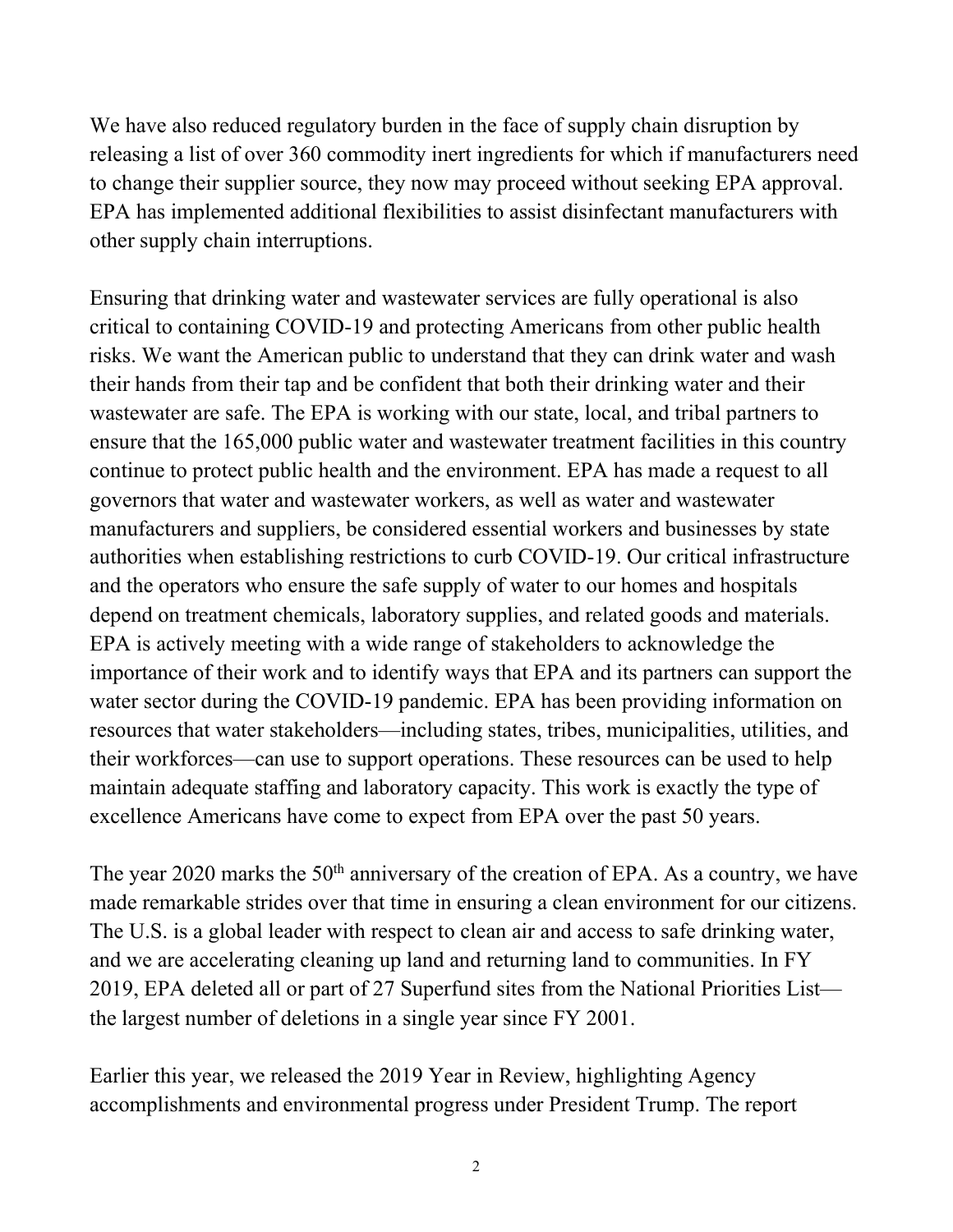We have also reduced regulatory burden in the face of supply chain disruption by releasing a list of over 360 commodity inert ingredients for which if manufacturers need to change their supplier source, they now may proceed without seeking EPA approval. EPA has implemented additional flexibilities to assist disinfectant manufacturers with other supply chain interruptions.

Ensuring that drinking water and wastewater services are fully operational is also critical to containing COVID-19 and protecting Americans from other public health risks. We want the American public to understand that they can drink water and wash their hands from their tap and be confident that both their drinking water and their wastewater are safe. The EPA is working with our state, local, and tribal partners to ensure that the 165,000 public water and wastewater treatment facilities in this country continue to protect public health and the environment. EPA has made a request to all governors that water and wastewater workers, as well as water and wastewater manufacturers and suppliers, be considered essential workers and businesses by state authorities when establishing restrictions to curb COVID-19. Our critical infrastructure and the operators who ensure the safe supply of water to our homes and hospitals depend on treatment chemicals, laboratory supplies, and related goods and materials. EPA is actively meeting with a wide range of stakeholders to acknowledge the importance of their work and to identify ways that EPA and its partners can support the water sector during the COVID-19 pandemic. EPA has been providing information on resources that water stakeholders—including states, tribes, municipalities, utilities, and their workforces—can use to support operations. These resources can be used to help maintain adequate staffing and laboratory capacity. This work is exactly the type of excellence Americans have come to expect from EPA over the past 50 years.

The year 2020 marks the 50th anniversary of the creation of EPA. As a country, we have made remarkable strides over that time in ensuring a clean environment for our citizens. The U.S. is a global leader with respect to clean air and access to safe drinking water, and we are accelerating cleaning up land and returning land to communities. In FY 2019, EPA deleted all or part of 27 Superfund sites from the National Priorities List—the largest number of deletions in a single year since FY 2001.

Earlier this year, we released the 2019 Year in Review, highlighting Agency accomplishments and environmental progress under President Trump. The report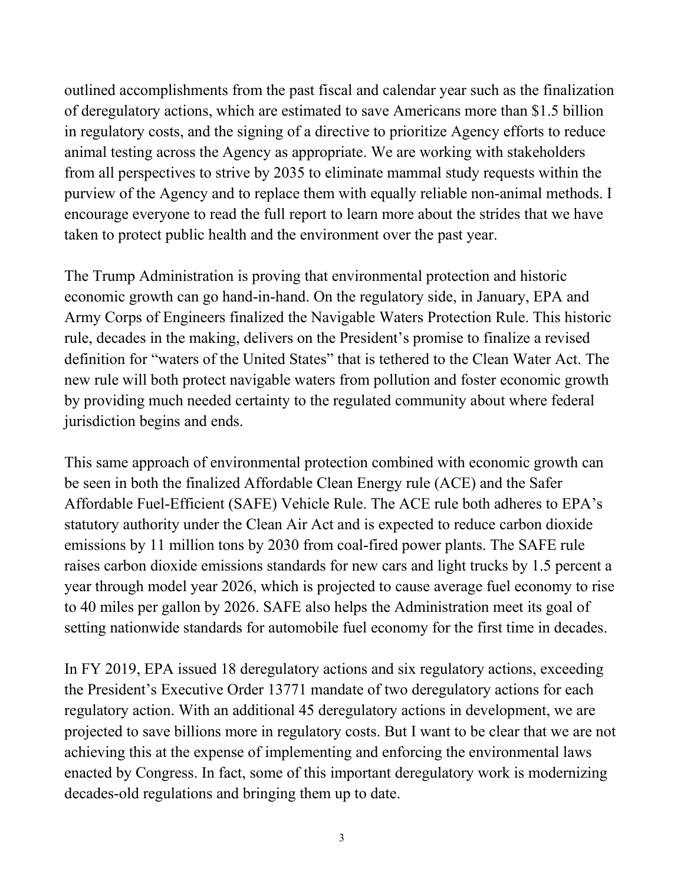outlined accomplishments from the past fiscal and calendar year such as the finalization of deregulatory actions, which are estimated to save Americans more than $1.5 billion in regulatory costs, and the signing of a directive to prioritize Agency efforts to reduce animal testing across the Agency as appropriate. We are working with stakeholders from all perspectives to strive by 2035 to eliminate mammal study requests within the purview of the Agency and to replace them with equally reliable non-animal methods. I encourage everyone to read the full report to learn more about the strides that we have taken to protect public health and the environment over the past year.

The Trump Administration is proving that environmental protection and historic economic growth can go hand-in-hand. On the regulatory side, in January, EPA and Army Corps of Engineers finalized the Navigable Waters Protection Rule. This historic rule, decades in the making, delivers on the President's promise to finalize a revised definition for "waters of the United States" that is tethered to the Clean Water Act. The new rule will both protect navigable waters from pollution and foster economic growth by providing much needed certainty to the regulated community about where federal jurisdiction begins and ends.

This same approach of environmental protection combined with economic growth can be seen in both the finalized Affordable Clean Energy rule (ACE) and the Safer Affordable Fuel-Efficient (SAFE) Vehicle Rule. The ACE rule both adheres to EPA's statutory authority under the Clean Air Act and is expected to reduce carbon dioxide emissions by 11 million tons by 2030 from coal-fired power plants. The SAFE rule raises carbon dioxide emissions standards for new cars and light trucks by 1.5 percent a year through model year 2026, which is projected to cause average fuel economy to rise to 40 miles per gallon by 2026. SAFE also helps the Administration meet its goal of setting nationwide standards for automobile fuel economy for the first time in decades.

In FY 2019, EPA issued 18 deregulatory actions and six regulatory actions, exceeding the President's Executive Order 13771 mandate of two deregulatory actions for each regulatory action. With an additional 45 deregulatory actions in development, we are projected to save billions more in regulatory costs. But I want to be clear that we are not achieving this at the expense of implementing and enforcing the environmental laws enacted by Congress. In fact, some of this important deregulatory work is modernizing decades-old regulations and bringing them up to date.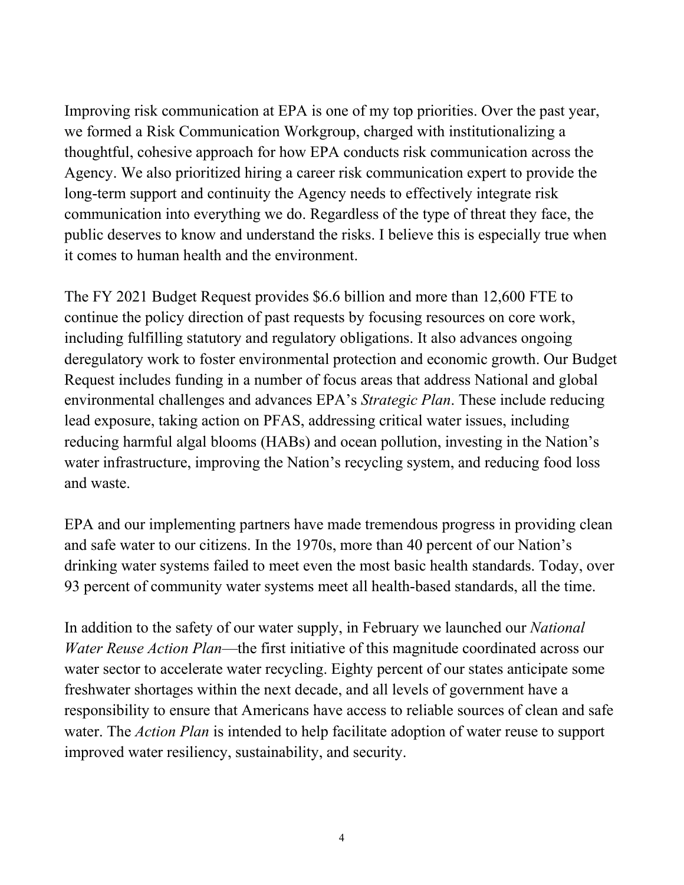Improving risk communication at EPA is one of my top priorities. Over the past year, we formed a Risk Communication Workgroup, charged with institutionalizing a thoughtful, cohesive approach for how EPA conducts risk communication across the Agency. We also prioritized hiring a career risk communication expert to provide the long-term support and continuity the Agency needs to effectively integrate risk communication into everything we do. Regardless of the type of threat they face, the public deserves to know and understand the risks. I believe this is especially true when it comes to human health and the environment.

The FY 2021 Budget Request provides $6.6 billion and more than 12,600 FTE to continue the policy direction of past requests by focusing resources on core work, including fulfilling statutory and regulatory obligations. It also advances ongoing deregulatory work to foster environmental protection and economic growth. Our Budget Request includes funding in a number of focus areas that address National and global environmental challenges and advances EPA's *Strategic Plan*. These include reducing lead exposure, taking action on PFAS, addressing critical water issues, including reducing harmful algal blooms (HABs) and ocean pollution, investing in the Nation's water infrastructure, improving the Nation's recycling system, and reducing food loss and waste.

EPA and our implementing partners have made tremendous progress in providing clean and safe water to our citizens. In the 1970s, more than 40 percent of our Nation's drinking water systems failed to meet even the most basic health standards. Today, over 93 percent of community water systems meet all health-based standards, all the time.

In addition to the safety of our water supply, in February we launched our *National Water Reuse Action Plan*—the first initiative of this magnitude coordinated across our water sector to accelerate water recycling. Eighty percent of our states anticipate some freshwater shortages within the next decade, and all levels of government have a responsibility to ensure that Americans have access to reliable sources of clean and safe water. The *Action Plan* is intended to help facilitate adoption of water reuse to support improved water resiliency, sustainability, and security.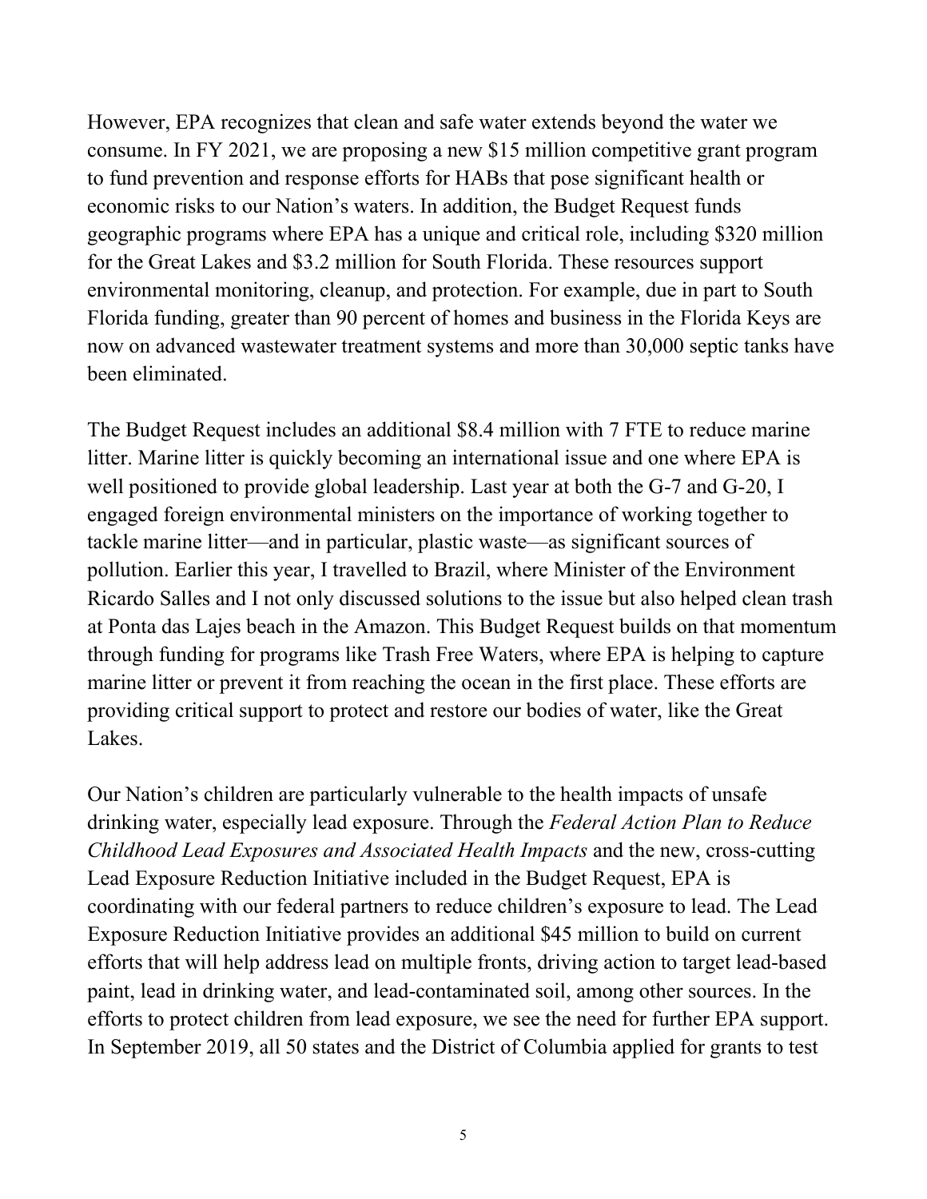However, EPA recognizes that clean and safe water extends beyond the water we consume. In FY 2021, we are proposing a new $15 million competitive grant program to fund prevention and response efforts for HABs that pose significant health or economic risks to our Nation's waters. In addition, the Budget Request funds geographic programs where EPA has a unique and critical role, including $320 million for the Great Lakes and $3.2 million for South Florida. These resources support environmental monitoring, cleanup, and protection. For example, due in part to South Florida funding, greater than 90 percent of homes and business in the Florida Keys are now on advanced wastewater treatment systems and more than 30,000 septic tanks have been eliminated.

The Budget Request includes an additional $8.4 million with 7 FTE to reduce marine litter. Marine litter is quickly becoming an international issue and one where EPA is well positioned to provide global leadership. Last year at both the G-7 and G-20, I engaged foreign environmental ministers on the importance of working together to tackle marine litter—and in particular, plastic waste—as significant sources of pollution. Earlier this year, I travelled to Brazil, where Minister of the Environment Ricardo Salles and I not only discussed solutions to the issue but also helped clean trash at Ponta das Lajes beach in the Amazon. This Budget Request builds on that momentum through funding for programs like Trash Free Waters, where EPA is helping to capture marine litter or prevent it from reaching the ocean in the first place. These efforts are providing critical support to protect and restore our bodies of water, like the Great Lakes.

Our Nation's children are particularly vulnerable to the health impacts of unsafe drinking water, especially lead exposure. Through the *Federal Action Plan to Reduce Childhood Lead Exposures and Associated Health Impacts* and the new, cross-cutting Lead Exposure Reduction Initiative included in the Budget Request, EPA is coordinating with our federal partners to reduce children's exposure to lead. The Lead Exposure Reduction Initiative provides an additional $45 million to build on current efforts that will help address lead on multiple fronts, driving action to target lead-based paint, lead in drinking water, and lead-contaminated soil, among other sources. In the efforts to protect children from lead exposure, we see the need for further EPA support. In September 2019, all 50 states and the District of Columbia applied for grants to test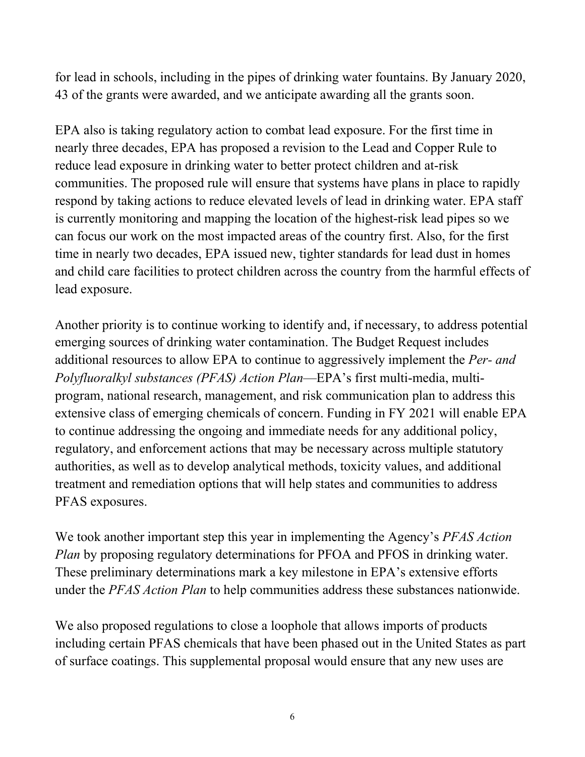for lead in schools, including in the pipes of drinking water fountains. By January 2020, 43 of the grants were awarded, and we anticipate awarding all the grants soon.

EPA also is taking regulatory action to combat lead exposure. For the first time in nearly three decades, EPA has proposed a revision to the Lead and Copper Rule to reduce lead exposure in drinking water to better protect children and at-risk communities. The proposed rule will ensure that systems have plans in place to rapidly respond by taking actions to reduce elevated levels of lead in drinking water. EPA staff is currently monitoring and mapping the location of the highest-risk lead pipes so we can focus our work on the most impacted areas of the country first. Also, for the first time in nearly two decades, EPA issued new, tighter standards for lead dust in homes and child care facilities to protect children across the country from the harmful effects of lead exposure.

Another priority is to continue working to identify and, if necessary, to address potential emerging sources of drinking water contamination. The Budget Request includes additional resources to allow EPA to continue to aggressively implement the *Per- and Polyfluoralkyl substances (PFAS) Action Plan*—EPA's first multi-media, multi-program, national research, management, and risk communication plan to address this extensive class of emerging chemicals of concern. Funding in FY 2021 will enable EPA to continue addressing the ongoing and immediate needs for any additional policy, regulatory, and enforcement actions that may be necessary across multiple statutory authorities, as well as to develop analytical methods, toxicity values, and additional treatment and remediation options that will help states and communities to address PFAS exposures.

We took another important step this year in implementing the Agency's *PFAS Action Plan* by proposing regulatory determinations for PFOA and PFOS in drinking water. These preliminary determinations mark a key milestone in EPA's extensive efforts under the *PFAS Action Plan* to help communities address these substances nationwide.

We also proposed regulations to close a loophole that allows imports of products including certain PFAS chemicals that have been phased out in the United States as part of surface coatings. This supplemental proposal would ensure that any new uses are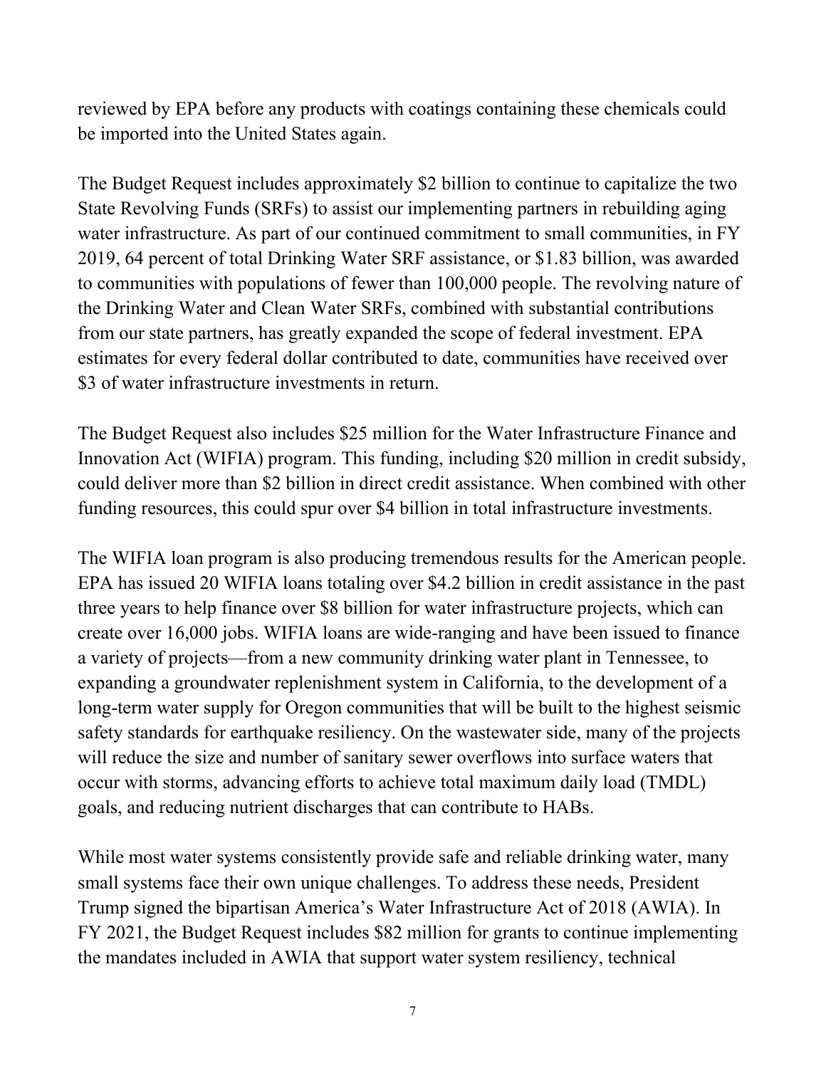reviewed by EPA before any products with coatings containing these chemicals could be imported into the United States again.

The Budget Request includes approximately $2 billion to continue to capitalize the two State Revolving Funds (SRFs) to assist our implementing partners in rebuilding aging water infrastructure. As part of our continued commitment to small communities, in FY 2019, 64 percent of total Drinking Water SRF assistance, or $1.83 billion, was awarded to communities with populations of fewer than 100,000 people. The revolving nature of the Drinking Water and Clean Water SRFs, combined with substantial contributions from our state partners, has greatly expanded the scope of federal investment. EPA estimates for every federal dollar contributed to date, communities have received over $3 of water infrastructure investments in return.

The Budget Request also includes $25 million for the Water Infrastructure Finance and Innovation Act (WIFIA) program. This funding, including $20 million in credit subsidy, could deliver more than $2 billion in direct credit assistance. When combined with other funding resources, this could spur over $4 billion in total infrastructure investments.

The WIFIA loan program is also producing tremendous results for the American people. EPA has issued 20 WIFIA loans totaling over $4.2 billion in credit assistance in the past three years to help finance over $8 billion for water infrastructure projects, which can create over 16,000 jobs. WIFIA loans are wide-ranging and have been issued to finance a variety of projects—from a new community drinking water plant in Tennessee, to expanding a groundwater replenishment system in California, to the development of a long-term water supply for Oregon communities that will be built to the highest seismic safety standards for earthquake resiliency. On the wastewater side, many of the projects will reduce the size and number of sanitary sewer overflows into surface waters that occur with storms, advancing efforts to achieve total maximum daily load (TMDL) goals, and reducing nutrient discharges that can contribute to HABs.

While most water systems consistently provide safe and reliable drinking water, many small systems face their own unique challenges. To address these needs, President Trump signed the bipartisan America's Water Infrastructure Act of 2018 (AWIA). In FY 2021, the Budget Request includes $82 million for grants to continue implementing the mandates included in AWIA that support water system resiliency, technical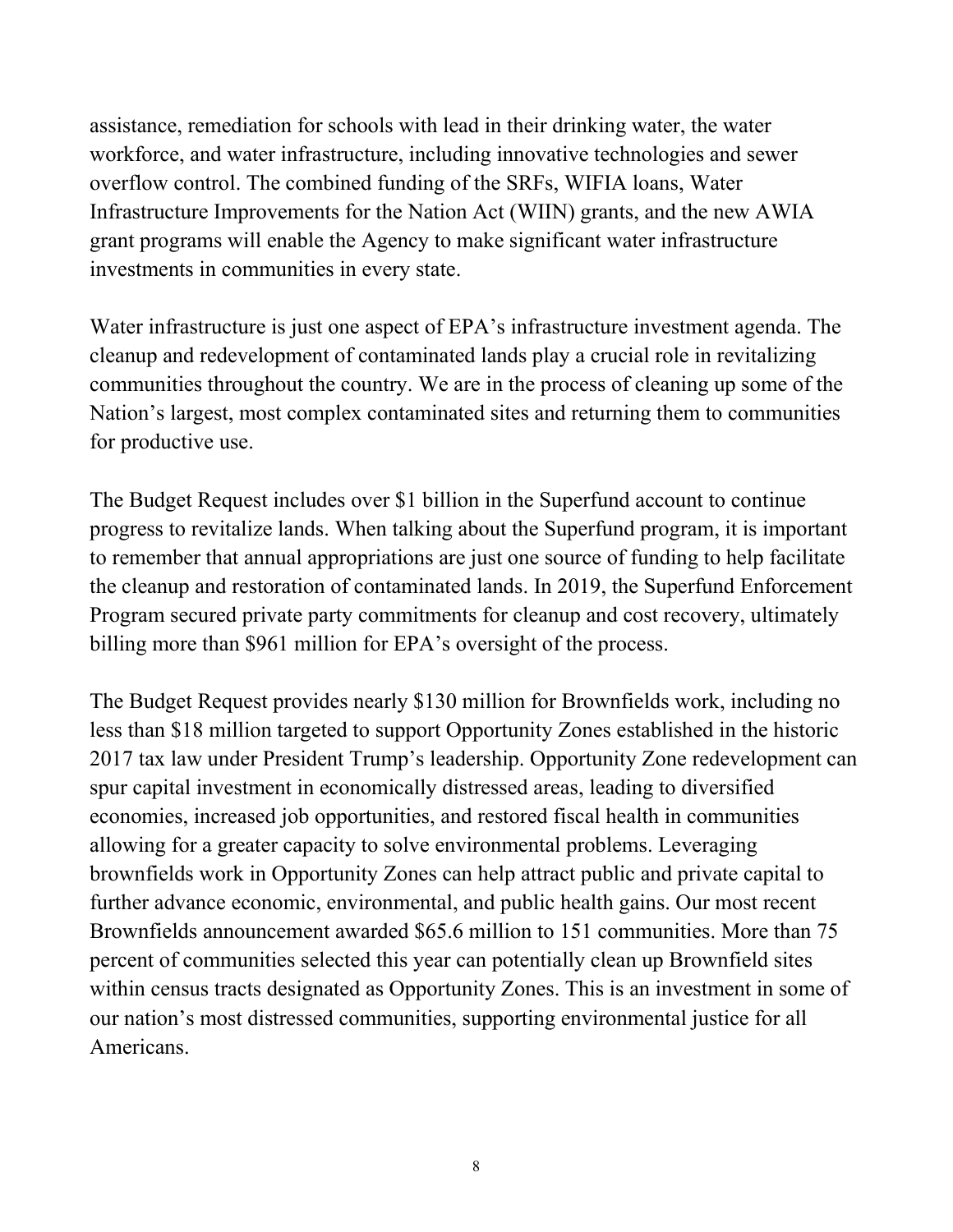assistance, remediation for schools with lead in their drinking water, the water workforce, and water infrastructure, including innovative technologies and sewer overflow control. The combined funding of the SRFs, WIFIA loans, Water Infrastructure Improvements for the Nation Act (WIIN) grants, and the new AWIA grant programs will enable the Agency to make significant water infrastructure investments in communities in every state.

Water infrastructure is just one aspect of EPA's infrastructure investment agenda. The cleanup and redevelopment of contaminated lands play a crucial role in revitalizing communities throughout the country. We are in the process of cleaning up some of the Nation's largest, most complex contaminated sites and returning them to communities for productive use.

The Budget Request includes over $1 billion in the Superfund account to continue progress to revitalize lands. When talking about the Superfund program, it is important to remember that annual appropriations are just one source of funding to help facilitate the cleanup and restoration of contaminated lands. In 2019, the Superfund Enforcement Program secured private party commitments for cleanup and cost recovery, ultimately billing more than $961 million for EPA's oversight of the process.

The Budget Request provides nearly $130 million for Brownfields work, including no less than $18 million targeted to support Opportunity Zones established in the historic 2017 tax law under President Trump's leadership. Opportunity Zone redevelopment can spur capital investment in economically distressed areas, leading to diversified economies, increased job opportunities, and restored fiscal health in communities allowing for a greater capacity to solve environmental problems. Leveraging brownfields work in Opportunity Zones can help attract public and private capital to further advance economic, environmental, and public health gains. Our most recent Brownfields announcement awarded $65.6 million to 151 communities. More than 75 percent of communities selected this year can potentially clean up Brownfield sites within census tracts designated as Opportunity Zones. This is an investment in some of our nation's most distressed communities, supporting environmental justice for all Americans.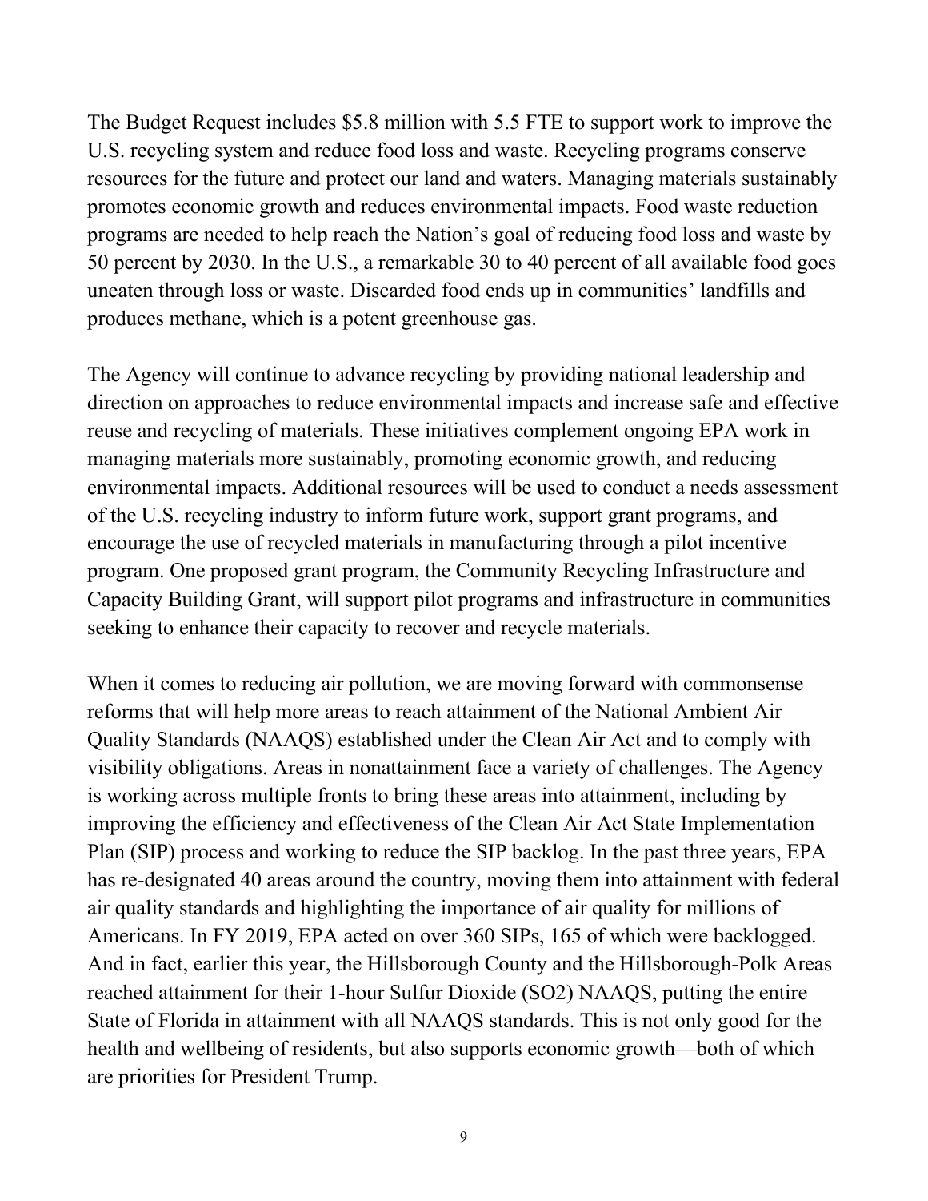The Budget Request includes \$5.8 million with 5.5 FTE to support work to improve the U.S. recycling system and reduce food loss and waste. Recycling programs conserve resources for the future and protect our land and waters. Managing materials sustainably promotes economic growth and reduces environmental impacts. Food waste reduction programs are needed to help reach the Nation's goal of reducing food loss and waste by 50 percent by 2030. In the U.S., a remarkable 30 to 40 percent of all available food goes uneaten through loss or waste. Discarded food ends up in communities' landfills and produces methane, which is a potent greenhouse gas.

The Agency will continue to advance recycling by providing national leadership and direction on approaches to reduce environmental impacts and increase safe and effective reuse and recycling of materials. These initiatives complement ongoing EPA work in managing materials more sustainably, promoting economic growth, and reducing environmental impacts. Additional resources will be used to conduct a needs assessment of the U.S. recycling industry to inform future work, support grant programs, and encourage the use of recycled materials in manufacturing through a pilot incentive program. One proposed grant program, the Community Recycling Infrastructure and Capacity Building Grant, will support pilot programs and infrastructure in communities seeking to enhance their capacity to recover and recycle materials.

When it comes to reducing air pollution, we are moving forward with commonsense reforms that will help more areas to reach attainment of the National Ambient Air Quality Standards (NAAQS) established under the Clean Air Act and to comply with visibility obligations. Areas in nonattainment face a variety of challenges. The Agency is working across multiple fronts to bring these areas into attainment, including by improving the efficiency and effectiveness of the Clean Air Act State Implementation Plan (SIP) process and working to reduce the SIP backlog. In the past three years, EPA has re-designated 40 areas around the country, moving them into attainment with federal air quality standards and highlighting the importance of air quality for millions of Americans. In FY 2019, EPA acted on over 360 SIPs, 165 of which were backlogged. And in fact, earlier this year, the Hillsborough County and the Hillsborough-Polk Areas reached attainment for their 1-hour Sulfur Dioxide ($SO_2$) NAAQS, putting the entire State of Florida in attainment with all NAAQS standards. This is not only good for the health and wellbeing of residents, but also supports economic growth—both of which are priorities for President Trump.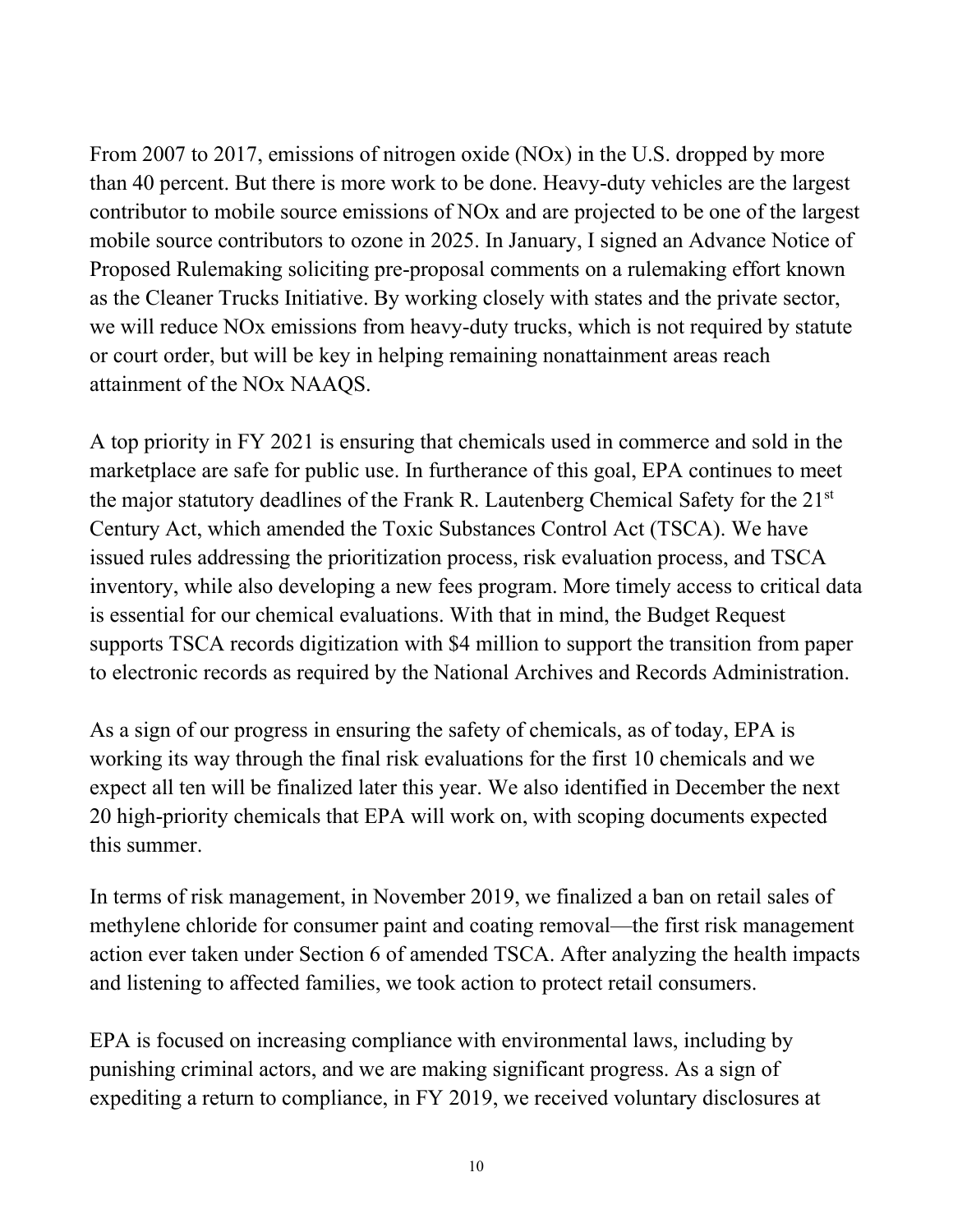From 2007 to 2017, emissions of nitrogen oxide (NOx) in the U.S. dropped by more than 40 percent. But there is more work to be done. Heavy-duty vehicles are the largest contributor to mobile source emissions of NOx and are projected to be one of the largest mobile source contributors to ozone in 2025. In January, I signed an Advance Notice of Proposed Rulemaking soliciting pre-proposal comments on a rulemaking effort known as the Cleaner Trucks Initiative. By working closely with states and the private sector, we will reduce NOx emissions from heavy-duty trucks, which is not required by statute or court order, but will be key in helping remaining nonattainment areas reach attainment of the NOx NAAQS.

A top priority in FY 2021 is ensuring that chemicals used in commerce and sold in the marketplace are safe for public use. In furtherance of this goal, EPA continues to meet the major statutory deadlines of the Frank R. Lautenberg Chemical Safety for the 21st Century Act, which amended the Toxic Substances Control Act (TSCA). We have issued rules addressing the prioritization process, risk evaluation process, and TSCA inventory, while also developing a new fees program. More timely access to critical data is essential for our chemical evaluations. With that in mind, the Budget Request supports TSCA records digitization with $4 million to support the transition from paper to electronic records as required by the National Archives and Records Administration.

As a sign of our progress in ensuring the safety of chemicals, as of today, EPA is working its way through the final risk evaluations for the first 10 chemicals and we expect all ten will be finalized later this year. We also identified in December the next 20 high-priority chemicals that EPA will work on, with scoping documents expected this summer.

In terms of risk management, in November 2019, we finalized a ban on retail sales of methylene chloride for consumer paint and coating removal—the first risk management action ever taken under Section 6 of amended TSCA. After analyzing the health impacts and listening to affected families, we took action to protect retail consumers.

EPA is focused on increasing compliance with environmental laws, including by punishing criminal actors, and we are making significant progress. As a sign of expediting a return to compliance, in FY 2019, we received voluntary disclosures at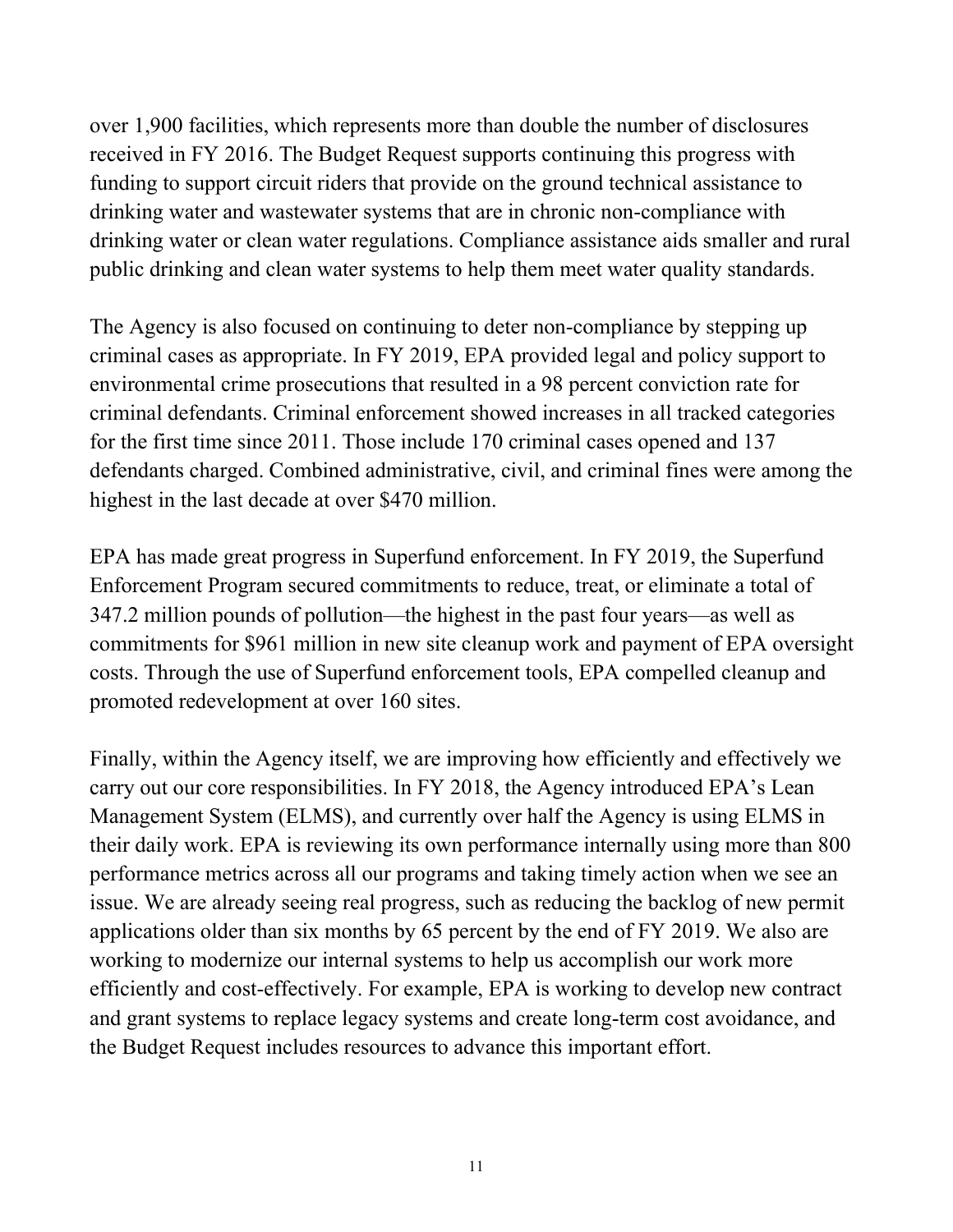over 1,900 facilities, which represents more than double the number of disclosures received in FY 2016. The Budget Request supports continuing this progress with funding to support circuit riders that provide on the ground technical assistance to drinking water and wastewater systems that are in chronic non-compliance with drinking water or clean water regulations. Compliance assistance aids smaller and rural public drinking and clean water systems to help them meet water quality standards.

The Agency is also focused on continuing to deter non-compliance by stepping up criminal cases as appropriate. In FY 2019, EPA provided legal and policy support to environmental crime prosecutions that resulted in a 98 percent conviction rate for criminal defendants. Criminal enforcement showed increases in all tracked categories for the first time since 2011. Those include 170 criminal cases opened and 137 defendants charged. Combined administrative, civil, and criminal fines were among the highest in the last decade at over $470 million.

EPA has made great progress in Superfund enforcement. In FY 2019, the Superfund Enforcement Program secured commitments to reduce, treat, or eliminate a total of 347.2 million pounds of pollution—the highest in the past four years—as well as commitments for $961 million in new site cleanup work and payment of EPA oversight costs. Through the use of Superfund enforcement tools, EPA compelled cleanup and promoted redevelopment at over 160 sites.

Finally, within the Agency itself, we are improving how efficiently and effectively we carry out our core responsibilities. In FY 2018, the Agency introduced EPA's Lean Management System (ELMS), and currently over half the Agency is using ELMS in their daily work. EPA is reviewing its own performance internally using more than 800 performance metrics across all our programs and taking timely action when we see an issue. We are already seeing real progress, such as reducing the backlog of new permit applications older than six months by 65 percent by the end of FY 2019. We also are working to modernize our internal systems to help us accomplish our work more efficiently and cost-effectively. For example, EPA is working to develop new contract and grant systems to replace legacy systems and create long-term cost avoidance, and the Budget Request includes resources to advance this important effort.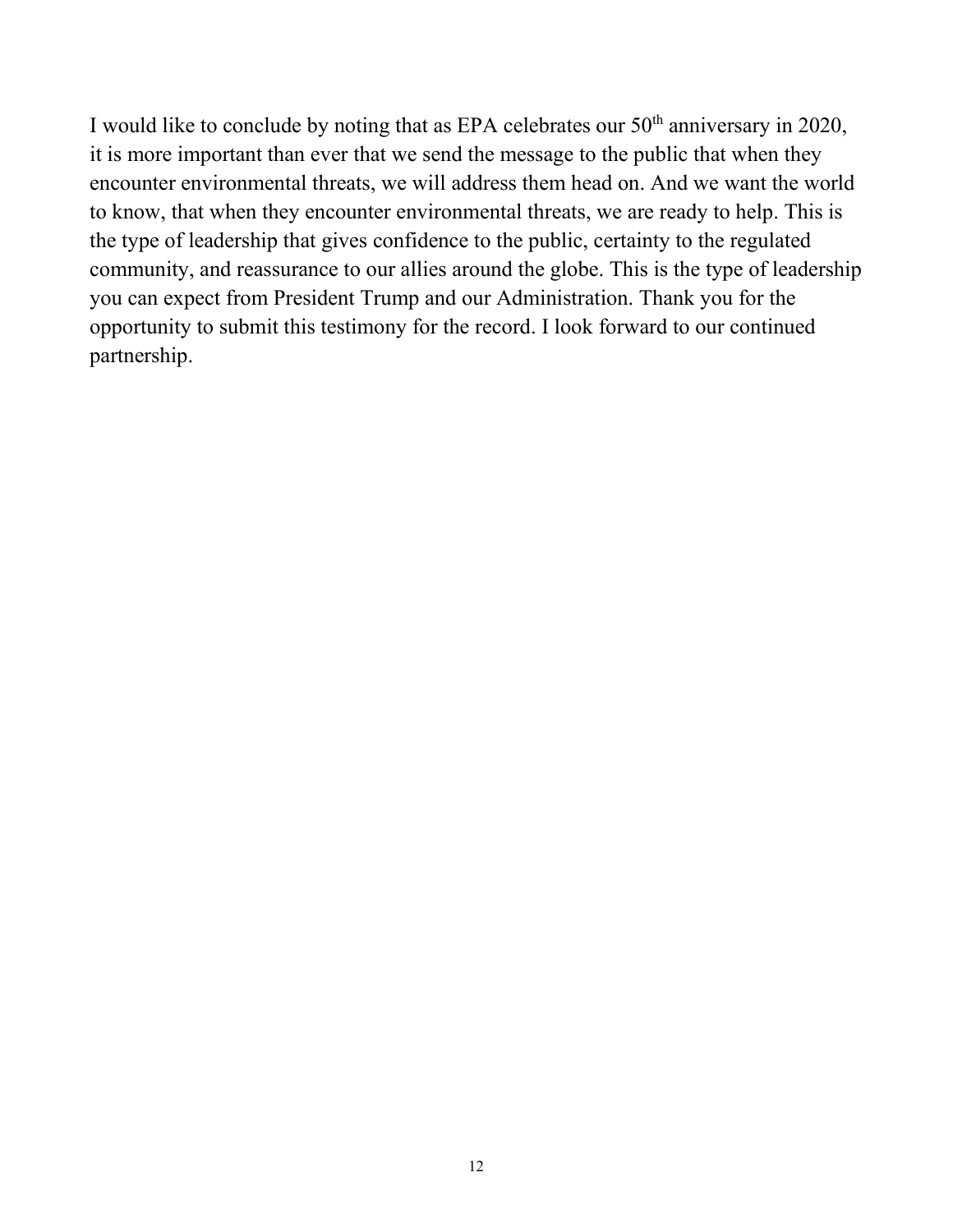I would like to conclude by noting that as EPA celebrates our 50th anniversary in 2020, it is more important than ever that we send the message to the public that when they encounter environmental threats, we will address them head on. And we want the world to know, that when they encounter environmental threats, we are ready to help. This is the type of leadership that gives confidence to the public, certainty to the regulated community, and reassurance to our allies around the globe. This is the type of leadership you can expect from President Trump and our Administration. Thank you for the opportunity to submit this testimony for the record. I look forward to our continued partnership.